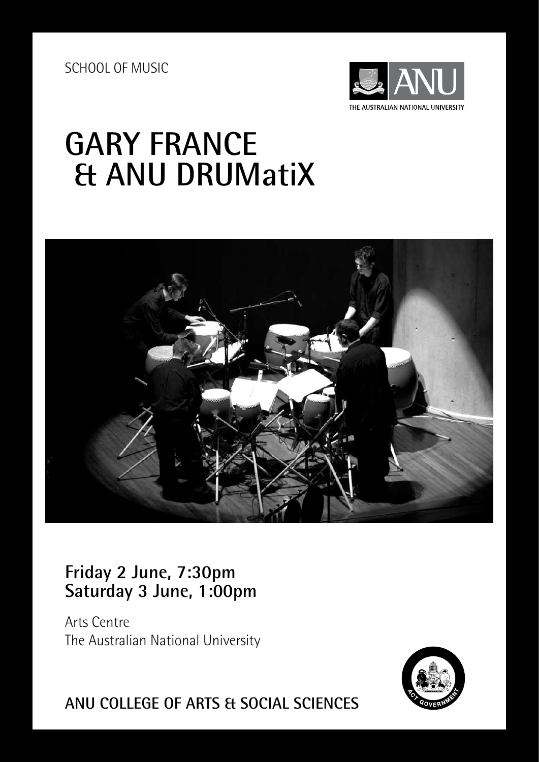SCHOOL OF MUSIC

THE AUSTRALIAN NATIONAL UNIVERSITY

# GARY FRANCE & ANU DRUMatiX

**Friday 2 June, 7:30pm**
**Saturday 3 June, 1:00pm**

Arts Centre
The Australian National University

**ANU COLLEGE OF ARTS & SOCIAL SCIENCES**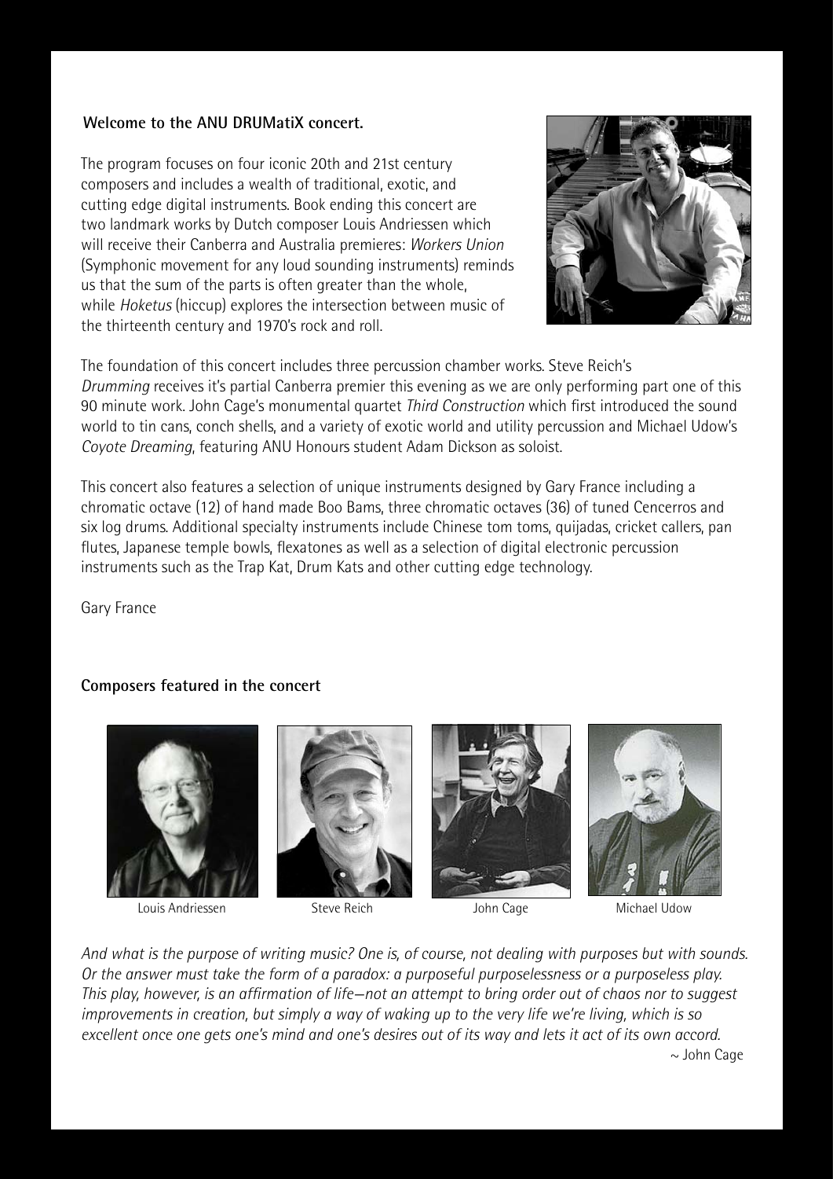**Welcome to the ANU DRUMatiX concert.**

The program focuses on four iconic 20th and 21st century composers and includes a wealth of traditional, exotic, and cutting edge digital instruments. Book ending this concert are two landmark works by Dutch composer Louis Andriessen which will receive their Canberra and Australia premieres: *Workers Union* (Symphonic movement for any loud sounding instruments) reminds us that the sum of the parts is often greater than the whole, while *Hoketus* (hiccup) explores the intersection between music of the thirteenth century and 1970's rock and roll.

The foundation of this concert includes three percussion chamber works. Steve Reich's *Drumming* receives it's partial Canberra premier this evening as we are only performing part one of this 90 minute work. John Cage's monumental quartet *Third Construction* which first introduced the sound world to tin cans, conch shells, and a variety of exotic world and utility percussion and Michael Udow's *Coyote Dreaming*, featuring ANU Honours student Adam Dickson as soloist.

This concert also features a selection of unique instruments designed by Gary France including a chromatic octave (12) of hand made Boo Bams, three chromatic octaves (36) of tuned Cencerros and six log drums. Additional specialty instruments include Chinese tom toms, quijadas, cricket callers, pan flutes, Japanese temple bowls, flexatones as well as a selection of digital electronic percussion instruments such as the Trap Kat, Drum Kats and other cutting edge technology.

Gary France

**Composers featured in the concert**

Louis Andriessen

Steve Reich

John Cage

Michael Udow

*And what is the purpose of writing music? One is, of course, not dealing with purposes but with sounds. Or the answer must take the form of a paradox: a purposeful purposelessness or a purposeless play. This play, however, is an affirmation of life—not an attempt to bring order out of chaos nor to suggest improvements in creation, but simply a way of waking up to the very life we're living, which is so excellent once one gets one's mind and one's desires out of its way and lets it act of its own accord.*

~ John Cage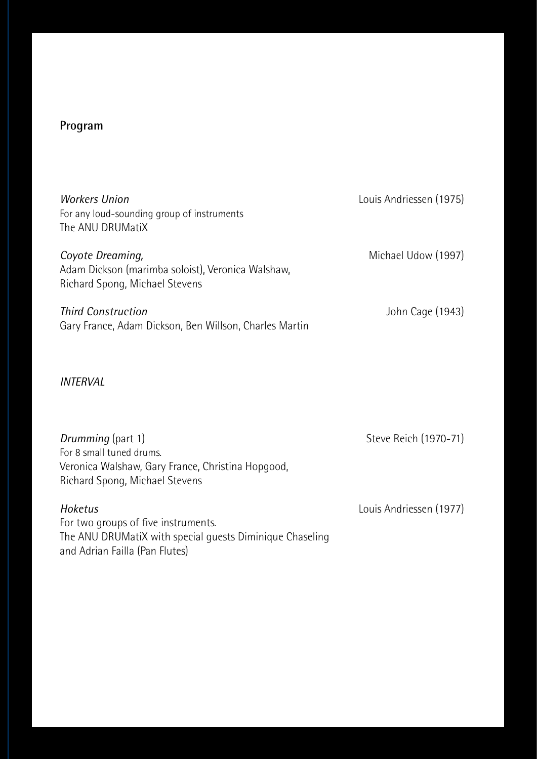## Program

*Workers Union* — Louis Andriessen (1975)
For any loud-sounding group of instruments
The ANU DRUMatiX

*Coyote Dreaming,* — Michael Udow (1997)
Adam Dickson (marimba soloist), Veronica Walshaw, Richard Spong, Michael Stevens

*Third Construction* — John Cage (1943)
Gary France, Adam Dickson, Ben Willson, Charles Martin

*INTERVAL*

*Drumming* (part 1) — Steve Reich (1970-71)
For 8 small tuned drums.
Veronica Walshaw, Gary France, Christina Hopgood, Richard Spong, Michael Stevens

*Hoketus* — Louis Andriessen (1977)
For two groups of five instruments.
The ANU DRUMatiX with special guests Diminique Chaseling and Adrian Failla (Pan Flutes)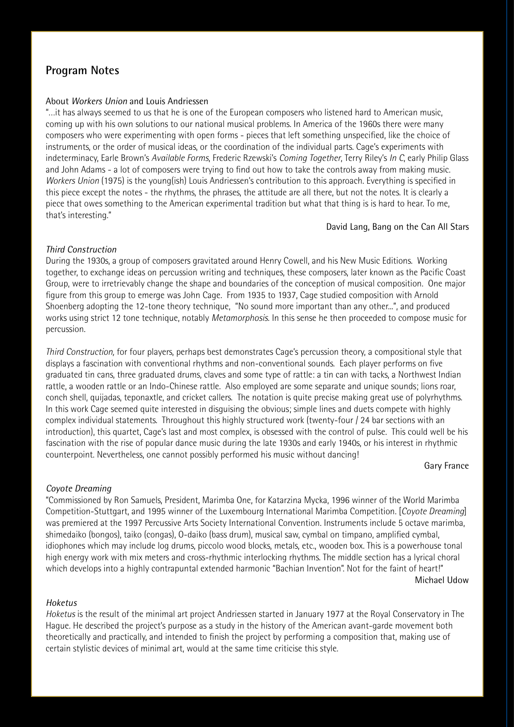## Program Notes

About *Workers Union* and Louis Andriessen

"...it has always seemed to us that he is one of the European composers who listened hard to American music, coming up with his own solutions to our national musical problems. In America of the 1960s there were many composers who were experimenting with open forms - pieces that left something unspecified, like the choice of instruments, or the order of musical ideas, or the coordination of the individual parts. Cage's experiments with indeterminacy, Earle Brown's *Available Forms*, Frederic Rzewski's *Coming Together*, Terry Riley's *In C*, early Philip Glass and John Adams - a lot of composers were trying to find out how to take the controls away from making music. *Workers Union* (1975) is the young(ish) Louis Andriessen's contribution to this approach. Everything is specified in this piece except the notes - the rhythms, the phrases, the attitude are all there, but not the notes. It is clearly a piece that owes something to the American experimental tradition but what that thing is is hard to hear. To me, that's interesting."

David Lang, Bang on the Can All Stars

*Third Construction*

During the 1930s, a group of composers gravitated around Henry Cowell, and his New Music Editions. Working together, to exchange ideas on percussion writing and techniques, these composers, later known as the Pacific Coast Group, were to irretrievably change the shape and boundaries of the conception of musical composition. One major figure from this group to emerge was John Cage. From 1935 to 1937, Cage studied composition with Arnold Shoenberg adopting the 12-tone theory technique, "No sound more important than any other...", and produced works using strict 12 tone technique, notably *Metamorphosis*. In this sense he then proceeded to compose music for percussion.

*Third Construction,* for four players, perhaps best demonstrates Cage's percussion theory, a compositional style that displays a fascination with conventional rhythms and non-conventional sounds. Each player performs on five graduated tin cans, three graduated drums, claves and some type of rattle: a tin can with tacks, a Northwest Indian rattle, a wooden rattle or an Indo-Chinese rattle. Also employed are some separate and unique sounds; lions roar, conch shell, quijadas, teponaxtle, and cricket callers. The notation is quite precise making great use of polyrhythms. In this work Cage seemed quite interested in disguising the obvious; simple lines and duets compete with highly complex individual statements. Throughout this highly structured work (twenty-four / 24 bar sections with an introduction), this quartet, Cage's last and most complex, is obsessed with the control of pulse. This could well be his fascination with the rise of popular dance music during the late 1930s and early 1940s, or his interest in rhythmic counterpoint. Nevertheless, one cannot possibly performed his music without dancing!

Gary France

*Coyote Dreaming*

"Commissioned by Ron Samuels, President, Marimba One, for Katarzina Mycka, 1996 winner of the World Marimba Competition-Stuttgart, and 1995 winner of the Luxembourg International Marimba Competition. [*Coyote Dreaming*] was premiered at the 1997 Percussive Arts Society International Convention. Instruments include 5 octave marimba, shimedaiko (bongos), taiko (congas), O-daiko (bass drum), musical saw, cymbal on timpano, amplified cymbal, idiophones which may include log drums, piccolo wood blocks, metals, etc., wooden box. This is a powerhouse tonal high energy work with mix meters and cross-rhythmic interlocking rhythms. The middle section has a lyrical choral which develops into a highly contrapuntal extended harmonic "Bachian Invention". Not for the faint of heart!"

Michael Udow

*Hoketus*

*Hoketus* is the result of the minimal art project Andriessen started in January 1977 at the Royal Conservatory in The Hague. He described the project's purpose as a study in the history of the American avant-garde movement both theoretically and practically, and intended to finish the project by performing a composition that, making use of certain stylistic devices of minimal art, would at the same time criticise this style.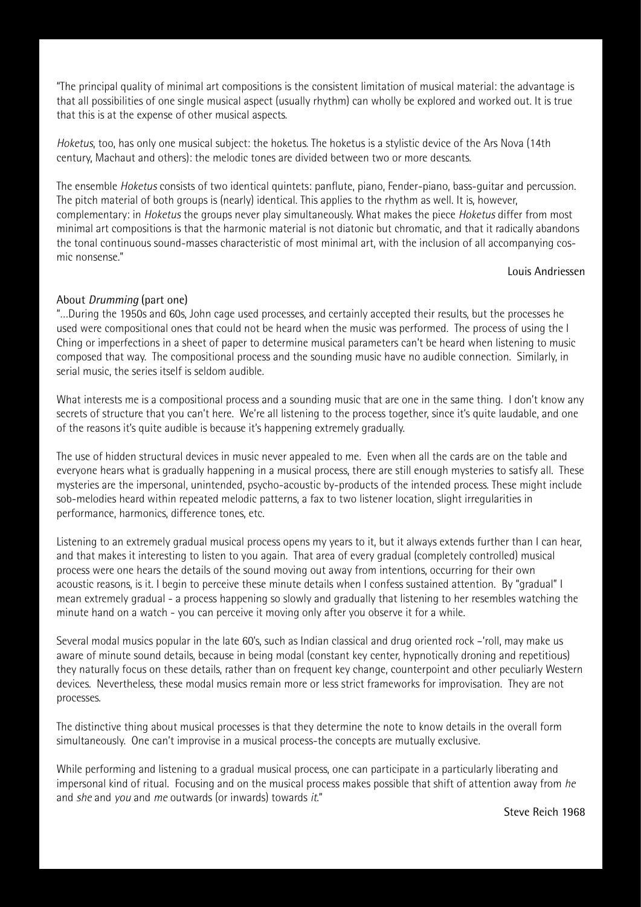"The principal quality of minimal art compositions is the consistent limitation of musical material: the advantage is that all possibilities of one single musical aspect (usually rhythm) can wholly be explored and worked out. It is true that this is at the expense of other musical aspects.

*Hoketus*, too, has only one musical subject: the hoketus. The hoketus is a stylistic device of the Ars Nova (14th century, Machaut and others): the melodic tones are divided between two or more descants.

The ensemble *Hoketus* consists of two identical quintets: panflute, piano, Fender-piano, bass-guitar and percussion. The pitch material of both groups is (nearly) identical. This applies to the rhythm as well. It is, however, complementary: in *Hoketus* the groups never play simultaneously. What makes the piece *Hoketus* differ from most minimal art compositions is that the harmonic material is not diatonic but chromatic, and that it radically abandons the tonal continuous sound-masses characteristic of most minimal art, with the inclusion of all accompanying cosmic nonsense."

Louis Andriessen

About *Drumming* (part one)

"...During the 1950s and 60s, John cage used processes, and certainly accepted their results, but the processes he used were compositional ones that could not be heard when the music was performed. The process of using the I Ching or imperfections in a sheet of paper to determine musical parameters can't be heard when listening to music composed that way. The compositional process and the sounding music have no audible connection. Similarly, in serial music, the series itself is seldom audible.

What interests me is a compositional process and a sounding music that are one in the same thing. I don't know any secrets of structure that you can't here. We're all listening to the process together, since it's quite laudable, and one of the reasons it's quite audible is because it's happening extremely gradually.

The use of hidden structural devices in music never appealed to me. Even when all the cards are on the table and everyone hears what is gradually happening in a musical process, there are still enough mysteries to satisfy all. These mysteries are the impersonal, unintended, psycho-acoustic by-products of the intended process. These might include sob-melodies heard within repeated melodic patterns, a fax to two listener location, slight irregularities in performance, harmonics, difference tones, etc.

Listening to an extremely gradual musical process opens my years to it, but it always extends further than I can hear, and that makes it interesting to listen to you again. That area of every gradual (completely controlled) musical process were one hears the details of the sound moving out away from intentions, occurring for their own acoustic reasons, is it. I begin to perceive these minute details when I confess sustained attention. By "gradual" I mean extremely gradual - a process happening so slowly and gradually that listening to her resembles watching the minute hand on a watch - you can perceive it moving only after you observe it for a while.

Several modal musics popular in the late 60's, such as Indian classical and drug oriented rock –'roll, may make us aware of minute sound details, because in being modal (constant key center, hypnotically droning and repetitious) they naturally focus on these details, rather than on frequent key change, counterpoint and other peculiarly Western devices. Nevertheless, these modal musics remain more or less strict frameworks for improvisation. They are not processes.

The distinctive thing about musical processes is that they determine the note to know details in the overall form simultaneously. One can't improvise in a musical process-the concepts are mutually exclusive.

While performing and listening to a gradual musical process, one can participate in a particularly liberating and impersonal kind of ritual. Focusing and on the musical process makes possible that shift of attention away from *he* and *she* and *you* and *me* outwards (or inwards) towards *it*."

Steve Reich 1968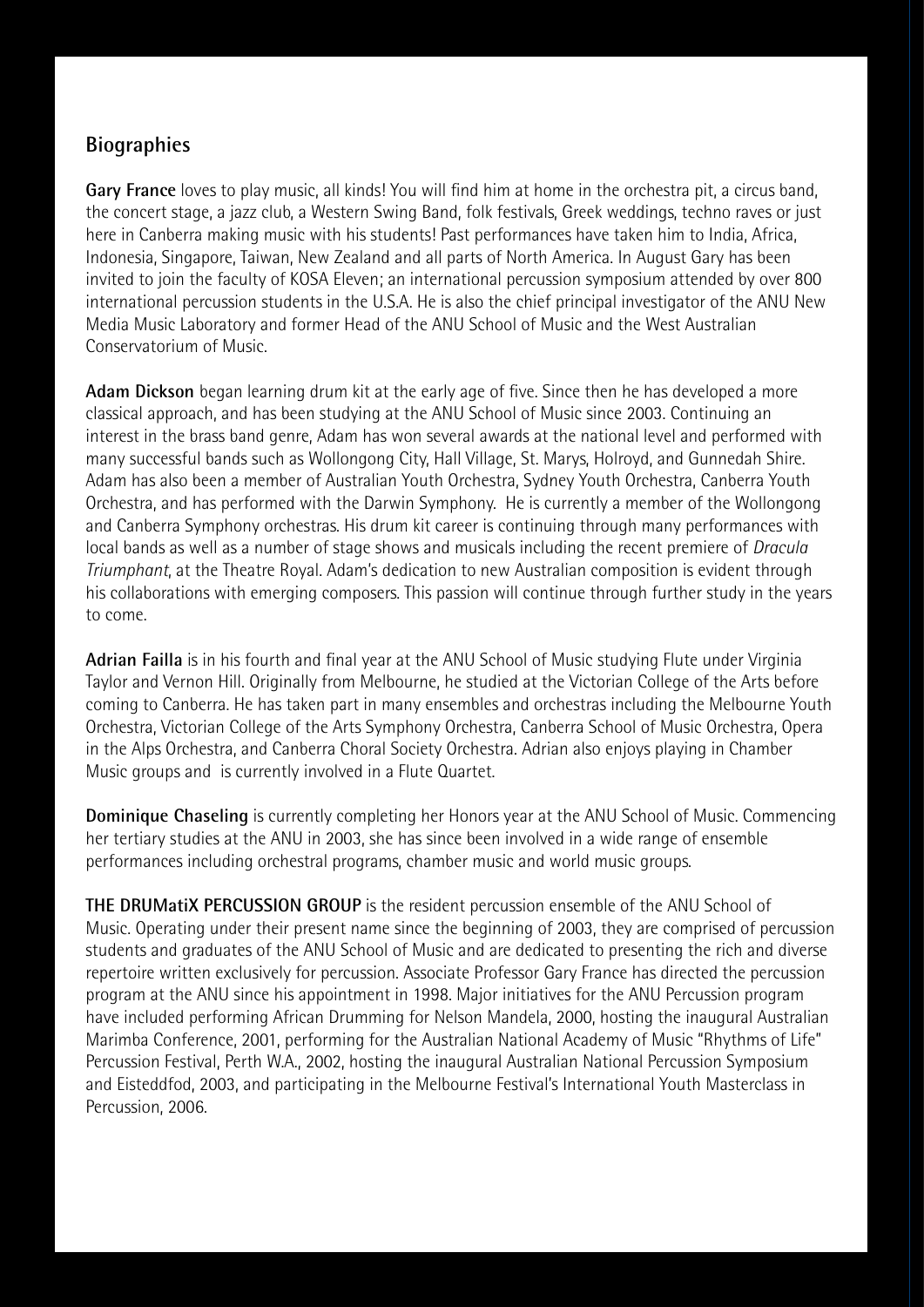## Biographies

**Gary France** loves to play music, all kinds! You will find him at home in the orchestra pit, a circus band, the concert stage, a jazz club, a Western Swing Band, folk festivals, Greek weddings, techno raves or just here in Canberra making music with his students! Past performances have taken him to India, Africa, Indonesia, Singapore, Taiwan, New Zealand and all parts of North America. In August Gary has been invited to join the faculty of KOSA Eleven; an international percussion symposium attended by over 800 international percussion students in the U.S.A. He is also the chief principal investigator of the ANU New Media Music Laboratory and former Head of the ANU School of Music and the West Australian Conservatorium of Music.

**Adam Dickson** began learning drum kit at the early age of five. Since then he has developed a more classical approach, and has been studying at the ANU School of Music since 2003. Continuing an interest in the brass band genre, Adam has won several awards at the national level and performed with many successful bands such as Wollongong City, Hall Village, St. Marys, Holroyd, and Gunnedah Shire. Adam has also been a member of Australian Youth Orchestra, Sydney Youth Orchestra, Canberra Youth Orchestra, and has performed with the Darwin Symphony. He is currently a member of the Wollongong and Canberra Symphony orchestras. His drum kit career is continuing through many performances with local bands as well as a number of stage shows and musicals including the recent premiere of *Dracula Triumphant*, at the Theatre Royal. Adam's dedication to new Australian composition is evident through his collaborations with emerging composers. This passion will continue through further study in the years to come.

**Adrian Failla** is in his fourth and final year at the ANU School of Music studying Flute under Virginia Taylor and Vernon Hill. Originally from Melbourne, he studied at the Victorian College of the Arts before coming to Canberra. He has taken part in many ensembles and orchestras including the Melbourne Youth Orchestra, Victorian College of the Arts Symphony Orchestra, Canberra School of Music Orchestra, Opera in the Alps Orchestra, and Canberra Choral Society Orchestra. Adrian also enjoys playing in Chamber Music groups and is currently involved in a Flute Quartet.

**Dominique Chaseling** is currently completing her Honors year at the ANU School of Music. Commencing her tertiary studies at the ANU in 2003, she has since been involved in a wide range of ensemble performances including orchestral programs, chamber music and world music groups.

**THE DRUMatiX PERCUSSION GROUP** is the resident percussion ensemble of the ANU School of Music. Operating under their present name since the beginning of 2003, they are comprised of percussion students and graduates of the ANU School of Music and are dedicated to presenting the rich and diverse repertoire written exclusively for percussion. Associate Professor Gary France has directed the percussion program at the ANU since his appointment in 1998. Major initiatives for the ANU Percussion program have included performing African Drumming for Nelson Mandela, 2000, hosting the inaugural Australian Marimba Conference, 2001, performing for the Australian National Academy of Music "Rhythms of Life" Percussion Festival, Perth W.A., 2002, hosting the inaugural Australian National Percussion Symposium and Eisteddfod, 2003, and participating in the Melbourne Festival's International Youth Masterclass in Percussion, 2006.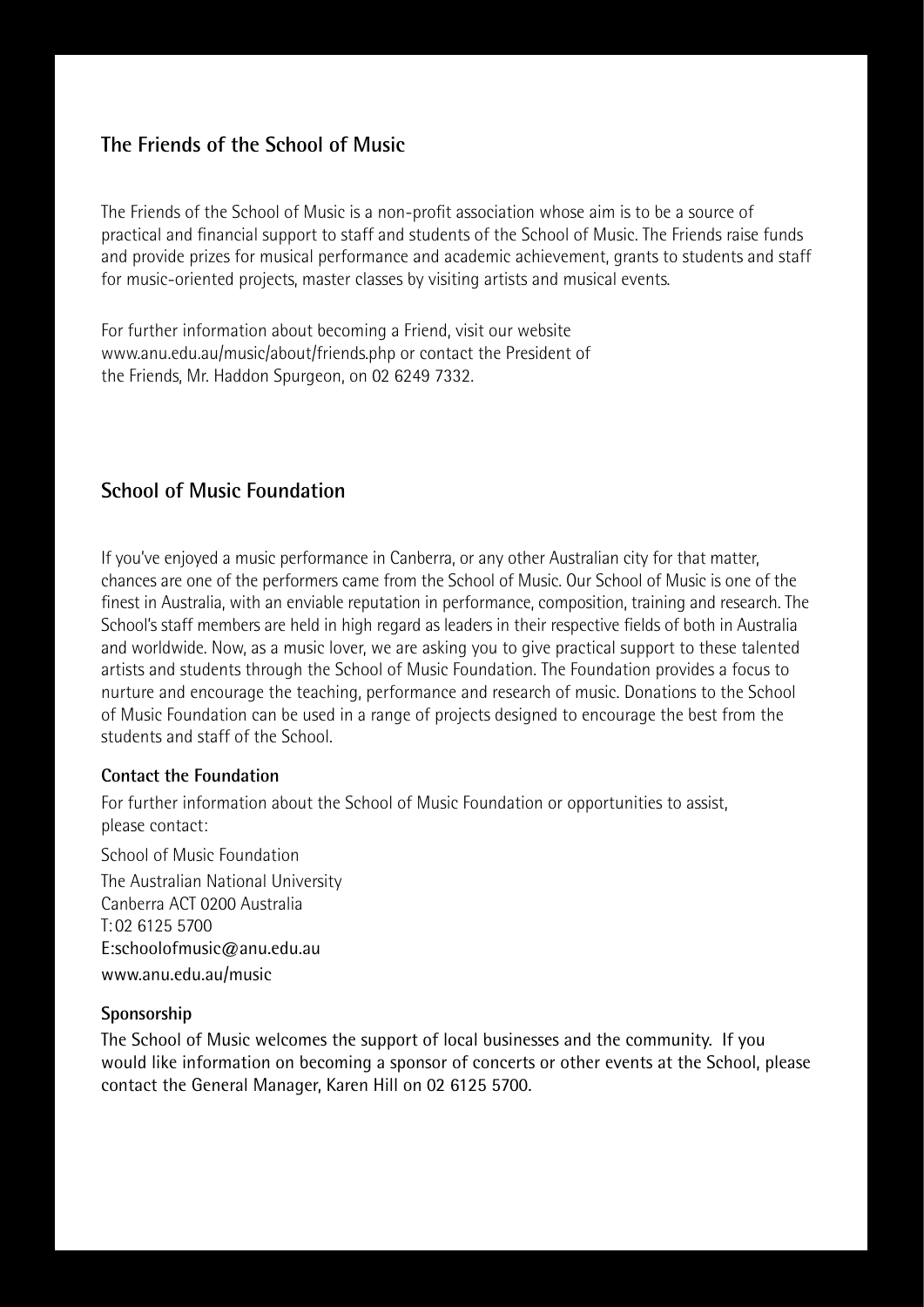## The Friends of the School of Music

The Friends of the School of Music is a non-profit association whose aim is to be a source of practical and financial support to staff and students of the School of Music. The Friends raise funds and provide prizes for musical performance and academic achievement, grants to students and staff for music-oriented projects, master classes by visiting artists and musical events.

For further information about becoming a Friend, visit our website www.anu.edu.au/music/about/friends.php or contact the President of the Friends, Mr. Haddon Spurgeon, on 02 6249 7332.

## School of Music Foundation

If you've enjoyed a music performance in Canberra, or any other Australian city for that matter, chances are one of the performers came from the School of Music. Our School of Music is one of the finest in Australia, with an enviable reputation in performance, composition, training and research. The School's staff members are held in high regard as leaders in their respective fields of both in Australia and worldwide. Now, as a music lover, we are asking you to give practical support to these talented artists and students through the School of Music Foundation. The Foundation provides a focus to nurture and encourage the teaching, performance and research of music. Donations to the School of Music Foundation can be used in a range of projects designed to encourage the best from the students and staff of the School.

### Contact the Foundation

For further information about the School of Music Foundation or opportunities to assist, please contact:

School of Music Foundation
The Australian National University
Canberra ACT 0200 Australia
T: 02 6125 5700
E:schoolofmusic@anu.edu.au
www.anu.edu.au/music

### Sponsorship

The School of Music welcomes the support of local businesses and the community. If you would like information on becoming a sponsor of concerts or other events at the School, please contact the General Manager, Karen Hill on 02 6125 5700.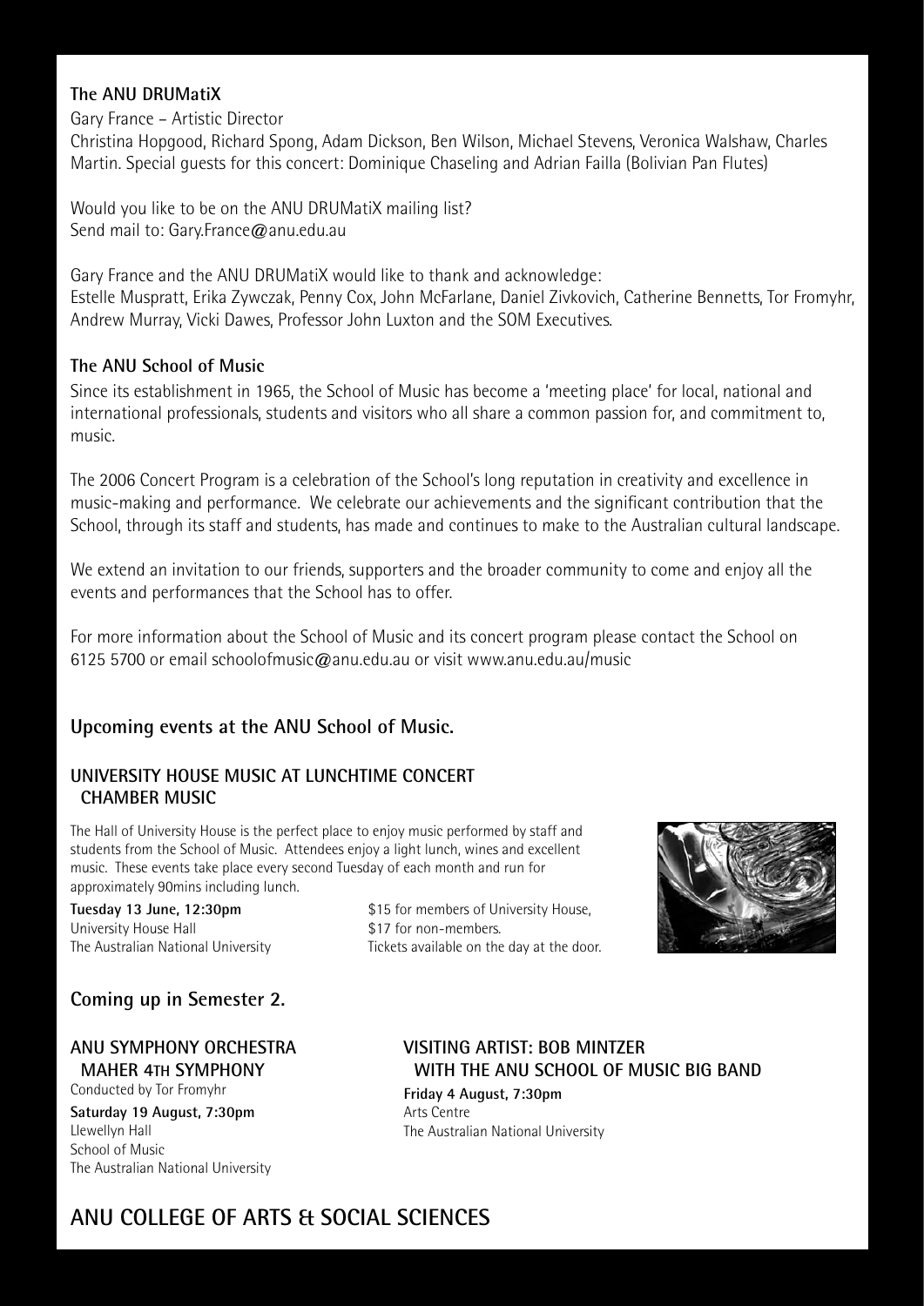### The ANU DRUMatiX

Gary France – Artistic Director

Christina Hopgood, Richard Spong, Adam Dickson, Ben Wilson, Michael Stevens, Veronica Walshaw, Charles Martin. Special guests for this concert: Dominique Chaseling and Adrian Failla (Bolivian Pan Flutes)

Would you like to be on the ANU DRUMatiX mailing list?
Send mail to: Gary.France@anu.edu.au

Gary France and the ANU DRUMatiX would like to thank and acknowledge:
Estelle Muspratt, Erika Zywczak, Penny Cox, John McFarlane, Daniel Zivkovich, Catherine Bennetts, Tor Fromyhr, Andrew Murray, Vicki Dawes, Professor John Luxton and the SOM Executives.

### The ANU School of Music

Since its establishment in 1965, the School of Music has become a 'meeting place' for local, national and international professionals, students and visitors who all share a common passion for, and commitment to, music.

The 2006 Concert Program is a celebration of the School's long reputation in creativity and excellence in music-making and performance. We celebrate our achievements and the significant contribution that the School, through its staff and students, has made and continues to make to the Australian cultural landscape.

We extend an invitation to our friends, supporters and the broader community to come and enjoy all the events and performances that the School has to offer.

For more information about the School of Music and its concert program please contact the School on 6125 5700 or email schoolofmusic@anu.edu.au or visit www.anu.edu.au/music

## Upcoming events at the ANU School of Music.

### UNIVERSITY HOUSE MUSIC AT LUNCHTIME CONCERT CHAMBER MUSIC

The Hall of University House is the perfect place to enjoy music performed by staff and students from the School of Music. Attendees enjoy a light lunch, wines and excellent music. These events take place every second Tuesday of each month and run for approximately 90mins including lunch.

**Tuesday 13 June, 12:30pm**
University House Hall
The Australian National University

$15 for members of University House,
$17 for non-members.
Tickets available on the day at the door.

## Coming up in Semester 2.

### ANU SYMPHONY ORCHESTRA MAHER 4TH SYMPHONY

Conducted by Tor Fromyhr

**Saturday 19 August, 7:30pm**
Llewellyn Hall
School of Music
The Australian National University

### VISITING ARTIST: BOB MINTZER WITH THE ANU SCHOOL OF MUSIC BIG BAND

**Friday 4 August, 7:30pm**
Arts Centre
The Australian National University

## ANU COLLEGE OF ARTS & SOCIAL SCIENCES